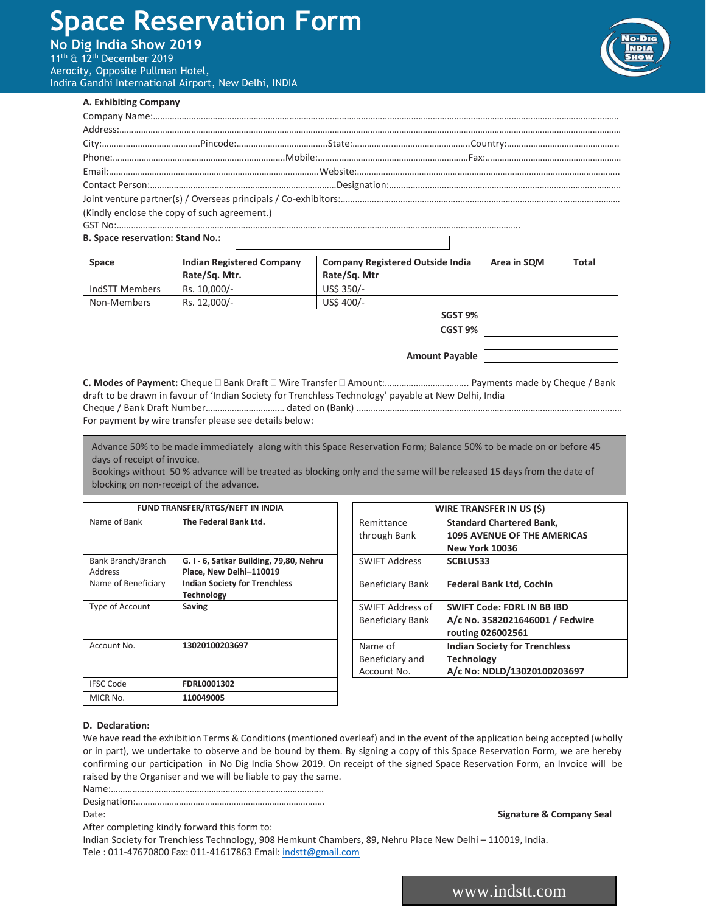# Space Reservation Form

## No Dig India Show 2019

11th & 12th December 2019
Aerocity, Opposite Pullman Hotel,
Indira Gandhi International Airport, New Delhi, INDIA

### A. Exhibiting Company

Company Name:……………………………………………………………………………………………………………………………………………………

Address:……………………………………………………………………………………………………………………………………………………………

City:…………………………………Pincode:…………………………………State:……………………………………Country:……………………………………

Phone:……………………………………………………………Mobile:……………………………………………………Fax:……………………………………………

Email:……………………………………………………………………Website:……………………………………………………………………………………

Contact Person:………………………………………………………………Designation:…………………………………………………………………………

Joint venture partner(s) / Overseas principals / Co-exhibitors:……………………………………………………………………………………………

(Kindly enclose the copy of such agreement.)

GST No:………………………………………………………………………………………………………………………………

**B. Space reservation: Stand No.:** \_\_\_\_\_\_\_\_\_\_\_\_\_\_\_\_\_\_\_\_

| Space | Indian Registered Company Rate/Sq. Mtr. | Company Registered Outside India Rate/Sq. Mtr | Area in SQM | Total |
|---|---|---|---|---|
| IndSTT Members | Rs. 10,000/- | US$ 350/- | | |
| Non-Members | Rs. 12,000/- | US$ 400/- | | |

**SGST 9%** \_\_\_\_\_\_\_\_\_\_\_\_

**CGST 9%** \_\_\_\_\_\_\_\_\_\_\_\_

**Amount Payable** \_\_\_\_\_\_\_\_\_\_\_\_

**C. Modes of Payment:** Cheque ☐ Bank Draft ☐ Wire Transfer ☐ Amount:……………………………… Payments made by Cheque / Bank draft to be drawn in favour of 'Indian Society for Trenchless Technology' payable at New Delhi, India

Cheque / Bank Draft Number…………………………… dated on (Bank) ……………………………………………………………………………………………

For payment by wire transfer please see details below:

> Advance 50% to be made immediately along with this Space Reservation Form; Balance 50% to be made on or before 45 days of receipt of invoice.
> Bookings without 50 % advance will be treated as blocking only and the same will be released 15 days from the date of blocking on non-receipt of the advance.

| FUND TRANSFER/RTGS/NEFT IN INDIA | |
|---|---|
| Name of Bank | **The Federal Bank Ltd.** |
| Bank Branch/Branch Address | **G. I - 6, Satkar Building, 79,80, Nehru Place, New Delhi–110019** |
| Name of Beneficiary | **Indian Society for Trenchless Technology** |
| Type of Account | **Saving** |
| Account No. | **13020100203697** |
| IFSC Code | **FDRL0001302** |
| MICR No. | **110049005** |

| WIRE TRANSFER IN US ($) | |
|---|---|
| Remittance through Bank | **Standard Chartered Bank, 1095 AVENUE OF THE AMERICAS New York 10036** |
| SWIFT Address | **SCBLUS33** |
| Beneficiary Bank | **Federal Bank Ltd, Cochin** |
| SWIFT Address of Beneficiary Bank | **SWIFT Code: FDRL IN BB IBD A/c No. 3582021646001 / Fedwire routing 026002561** |
| Name of Beneficiary and Account No. | **Indian Society for Trenchless Technology A/c No: NDLD/13020100203697** |

### D. Declaration:

We have read the exhibition Terms & Conditions (mentioned overleaf) and in the event of the application being accepted (wholly or in part), we undertake to observe and be bound by them. By signing a copy of this Space Reservation Form, we are hereby confirming our participation in No Dig India Show 2019. On receipt of the signed Space Reservation Form, an Invoice will be raised by the Organiser and we will be liable to pay the same.

Name:……………………………………………………………………………

Designation:……………………………………………………………………

Date:

**Signature & Company Seal**

After completing kindly forward this form to:

Indian Society for Trenchless Technology, 908 Hemkunt Chambers, 89, Nehru Place New Delhi – 110019, India.

Tele : 011-47670800 Fax: 011-41617863 Email: indstt@gmail.com

www.indstt.com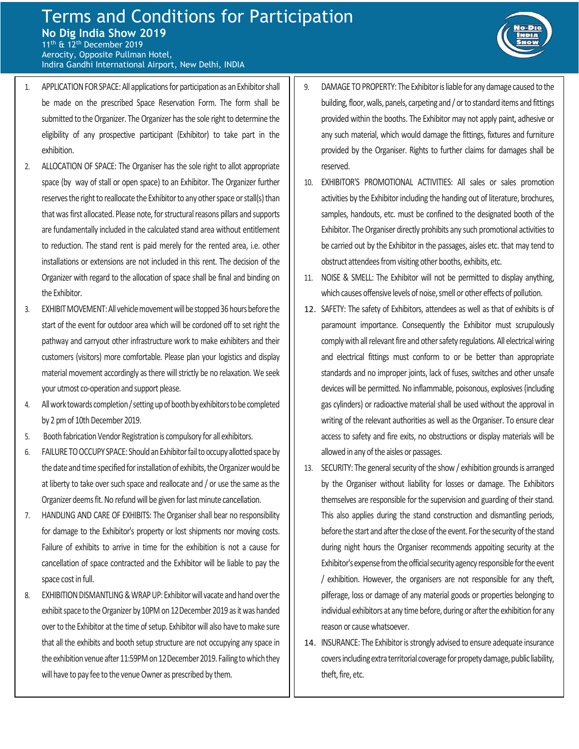# Terms and Conditions for Participation

**No Dig India Show 2019**

11th & 12th December 2019

Aerocity, Opposite Pullman Hotel,

Indira Gandhi International Airport, New Delhi, INDIA

1. APPLICATION FOR SPACE: All applications for participation as an Exhibitor shall be made on the prescribed Space Reservation Form. The form shall be submitted to the Organizer. The Organizer has the sole right to determine the eligibility of any prospective participant (Exhibitor) to take part in the exhibition.
2. ALLOCATION OF SPACE: The Organiser has the sole right to allot appropriate space (by way of stall or open space) to an Exhibitor. The Organizer further reserves the right to reallocate the Exhibitor to any other space or stall(s) than that was first allocated. Please note, for structural reasons pillars and supports are fundamentally included in the calculated stand area without entitlement to reduction. The stand rent is paid merely for the rented area, i.e. other installations or extensions are not included in this rent. The decision of the Organizer with regard to the allocation of space shall be final and binding on the Exhibitor.
3. EXHIBIT MOVEMENT: All vehicle movement will be stopped 36 hours before the start of the event for outdoor area which will be cordoned off to set right the pathway and carryout other infrastructure work to make exhibiters and their customers (visitors) more comfortable. Please plan your logistics and display material movement accordingly as there will strictly be no relaxation. We seek your utmost co-operation and support please.
4. All work towards completion / setting up of booth by exhibitors to be completed by 2 pm of 10th December 2019.
5. Booth fabrication Vendor Registration is compulsory for all exhibitors.
6. FAILURE TO OCCUPY SPACE: Should an Exhibitor fail to occupy allotted space by the date and time specified for installation of exhibits, the Organizer would be at liberty to take over such space and reallocate and / or use the same as the Organizer deems fit. No refund will be given for last minute cancellation.
7. HANDLING AND CARE OF EXHIBITS: The Organiser shall bear no responsibility for damage to the Exhibitor's property or lost shipments nor moving costs. Failure of exhibits to arrive in time for the exhibition is not a cause for cancellation of space contracted and the Exhibitor will be liable to pay the space cost in full.
8. EXHIBITION DISMANTLING & WRAP UP: Exhibitor will vacate and hand over the exhibit space to the Organizer by 10PM on 12 December 2019 as it was handed over to the Exhibitor at the time of setup. Exhibitor will also have to make sure that all the exhibits and booth setup structure are not occupying any space in the exhibition venue after 11:59PM on 12 December 2019. Failing to which they will have to pay fee to the venue Owner as prescribed by them.
9. DAMAGE TO PROPERTY: The Exhibitor is liable for any damage caused to the building, floor, walls, panels, carpeting and / or to standard items and fittings provided within the booths. The Exhibitor may not apply paint, adhesive or any such material, which would damage the fittings, fixtures and furniture provided by the Organiser. Rights to further claims for damages shall be reserved.
10. EXHIBITOR'S PROMOTIONAL ACTIVITIES: All sales or sales promotion activities by the Exhibitor including the handing out of literature, brochures, samples, handouts, etc. must be confined to the designated booth of the Exhibitor. The Organiser directly prohibits any such promotional activities to be carried out by the Exhibitor in the passages, aisles etc. that may tend to obstruct attendees from visiting other booths, exhibits, etc.
11. NOISE & SMELL: The Exhibitor will not be permitted to display anything, which causes offensive levels of noise, smell or other effects of pollution.
12. SAFETY: The safety of Exhibitors, attendees as well as that of exhibits is of paramount importance. Consequently the Exhibitor must scrupulously comply with all relevant fire and other safety regulations. All electrical wiring and electrical fittings must conform to or be better than appropriate standards and no improper joints, lack of fuses, switches and other unsafe devices will be permitted. No inflammable, poisonous, explosives (including gas cylinders) or radioactive material shall be used without the approval in writing of the relevant authorities as well as the Organiser. To ensure clear access to safety and fire exits, no obstructions or display materials will be allowed in any of the aisles or passages.
13. SECURITY: The general security of the show / exhibition grounds is arranged by the Organiser without liability for losses or damage. The Exhibitors themselves are responsible for the supervision and guarding of their stand. This also applies during the stand construction and dismantling periods, before the start and after the close of the event. For the security of the stand during night hours the Organiser recommends appoiting security at the Exhibitor's expense from the official security agency responsible for the event / exhibition. However, the organisers are not responsible for any theft, pilferage, loss or damage of any material goods or properties belonging to individual exhibitors at any time before, during or after the exhibition for any reason or cause whatsoever.
14. INSURANCE: The Exhibitor is strongly advised to ensure adequate insurance covers including extra territorial coverage for propety damage, public liability, theft, fire, etc.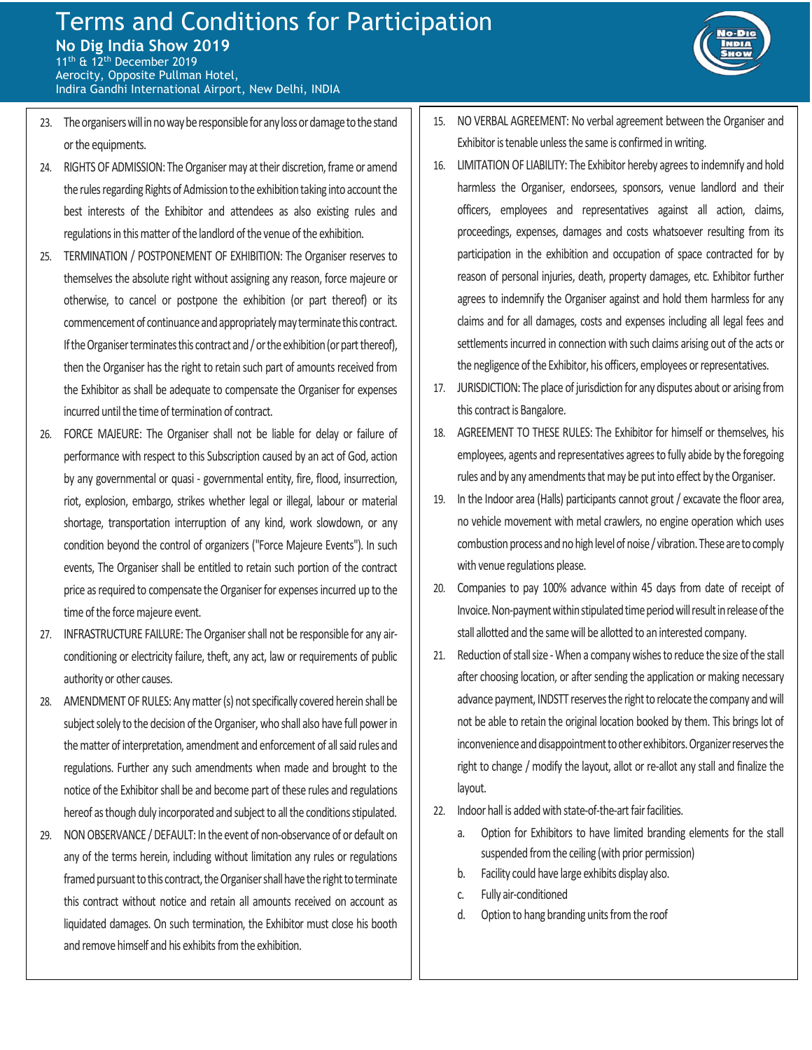15. NO VERBAL AGREEMENT: No verbal agreement between the Organiser and Exhibitor is tenable unless the same is confirmed in writing.
16. LIMITATION OF LIABILITY: The Exhibitor hereby agrees to indemnify and hold harmless the Organiser, endorsees, sponsors, venue landlord and their officers, employees and representatives against all action, claims, proceedings, expenses, damages and costs whatsoever resulting from its participation in the exhibition and occupation of space contracted for by reason of personal injuries, death, property damages, etc. Exhibitor further agrees to indemnify the Organiser against and hold them harmless for any claims and for all damages, costs and expenses including all legal fees and settlements incurred in connection with such claims arising out of the acts or the negligence of the Exhibitor, his officers, employees or representatives.
17. JURISDICTION: The place of jurisdiction for any disputes about or arising from this contract is Bangalore.
18. AGREEMENT TO THESE RULES: The Exhibitor for himself or themselves, his employees, agents and representatives agrees to fully abide by the foregoing rules and by any amendments that may be put into effect by the Organiser.
19. In the Indoor area (Halls) participants cannot grout / excavate the floor area, no vehicle movement with metal crawlers, no engine operation which uses combustion process and no high level of noise / vibration. These are to comply with venue regulations please.
20. Companies to pay 100% advance within 45 days from date of receipt of Invoice. Non-payment within stipulated time period will result in release of the stall allotted and the same will be allotted to an interested company.
21. Reduction of stall size - When a company wishes to reduce the size of the stall after choosing location, or after sending the application or making necessary advance payment, INDSTT reserves the right to relocate the company and will not be able to retain the original location booked by them. This brings lot of inconvenience and disappointment to other exhibitors. Organizer reserves the right to change / modify the layout, allot or re-allot any stall and finalize the layout.
22. Indoor hall is added with state-of-the-art fair facilities.
    a. Option for Exhibitors to have limited branding elements for the stall suspended from the ceiling (with prior permission)
    b. Facility could have large exhibits display also.
    c. Fully air-conditioned
    d. Option to hang branding units from the roof
23. The organisers will in no way be responsible for any loss or damage to the stand or the equipments.
24. RIGHTS OF ADMISSION: The Organiser may at their discretion, frame or amend the rules regarding Rights of Admission to the exhibition taking into account the best interests of the Exhibitor and attendees as also existing rules and regulations in this matter of the landlord of the venue of the exhibition.
25. TERMINATION / POSTPONEMENT OF EXHIBITION: The Organiser reserves to themselves the absolute right without assigning any reason, force majeure or otherwise, to cancel or postpone the exhibition (or part thereof) or its commencement of continuance and appropriately may terminate this contract. If the Organiser terminates this contract and / or the exhibition (or part thereof), then the Organiser has the right to retain such part of amounts received from the Exhibitor as shall be adequate to compensate the Organiser for expenses incurred until the time of termination of contract.
26. FORCE MAJEURE: The Organiser shall not be liable for delay or failure of performance with respect to this Subscription caused by an act of God, action by any governmental or quasi - governmental entity, fire, flood, insurrection, riot, explosion, embargo, strikes whether legal or illegal, labour or material shortage, transportation interruption of any kind, work slowdown, or any condition beyond the control of organizers ("Force Majeure Events"). In such events, The Organiser shall be entitled to retain such portion of the contract price as required to compensate the Organiser for expenses incurred up to the time of the force majeure event.
27. INFRASTRUCTURE FAILURE: The Organiser shall not be responsible for any air-conditioning or electricity failure, theft, any act, law or requirements of public authority or other causes.
28. AMENDMENT OF RULES: Any matter (s) not specifically covered herein shall be subject solely to the decision of the Organiser, who shall also have full power in the matter of interpretation, amendment and enforcement of all said rules and regulations. Further any such amendments when made and brought to the notice of the Exhibitor shall be and become part of these rules and regulations hereof as though duly incorporated and subject to all the conditions stipulated.
29. NON OBSERVANCE / DEFAULT: In the event of non-observance of or default on any of the terms herein, including without limitation any rules or regulations framed pursuant to this contract, the Organiser shall have the right to terminate this contract without notice and retain all amounts received on account as liquidated damages. On such termination, the Exhibitor must close his booth and remove himself and his exhibits from the exhibition.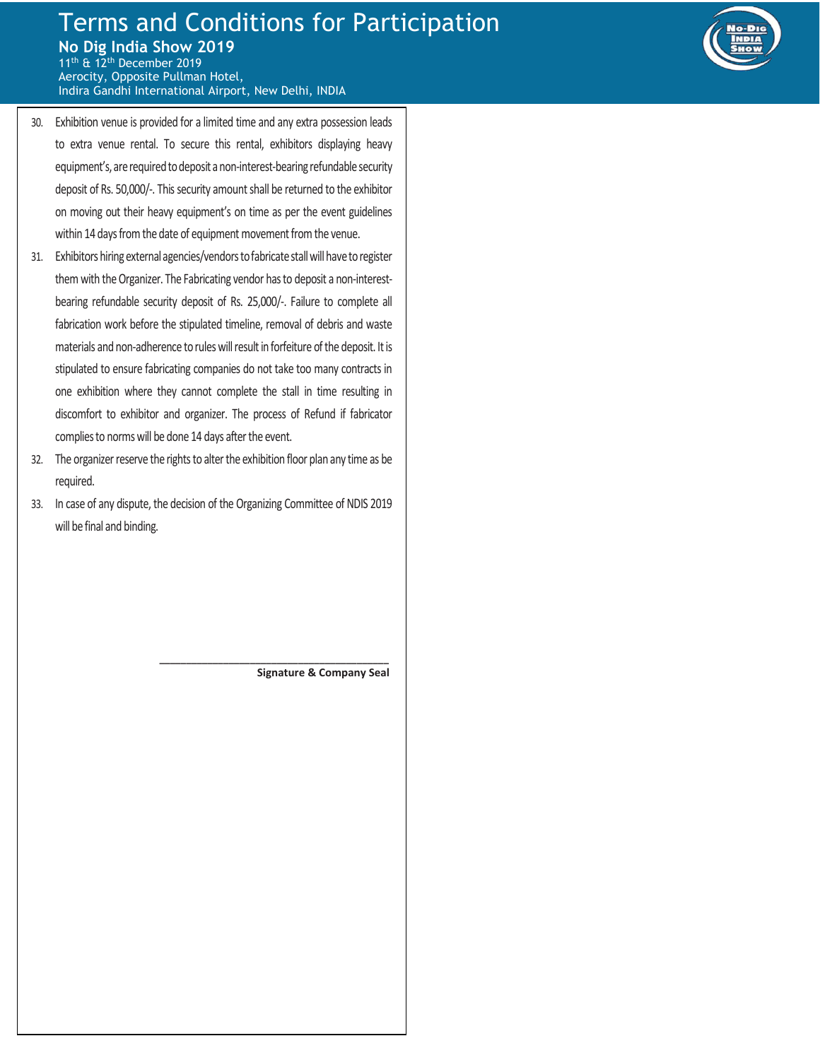30. Exhibition venue is provided for a limited time and any extra possession leads to extra venue rental. To secure this rental, exhibitors displaying heavy equipment's, are required to deposit a non-interest-bearing refundable security deposit of Rs. 50,000/-. This security amount shall be returned to the exhibitor on moving out their heavy equipment's on time as per the event guidelines within 14 days from the date of equipment movement from the venue.
31. Exhibitors hiring external agencies/vendors to fabricate stall will have to register them with the Organizer. The Fabricating vendor has to deposit a non-interest-bearing refundable security deposit of Rs. 25,000/-. Failure to complete all fabrication work before the stipulated timeline, removal of debris and waste materials and non-adherence to rules will result in forfeiture of the deposit. It is stipulated to ensure fabricating companies do not take too many contracts in one exhibition where they cannot complete the stall in time resulting in discomfort to exhibitor and organizer. The process of Refund if fabricator complies to norms will be done 14 days after the event.
32. The organizer reserve the rights to alter the exhibition floor plan any time as be required.
33. In case of any dispute, the decision of the Organizing Committee of NDIS 2019 will be final and binding.

\_\_\_\_\_\_\_\_\_\_\_\_\_\_\_\_\_\_\_\_\_\_\_\_\_\_\_\_\_\_\_\_\_\_\_\_\_\_

**Signature & Company Seal**